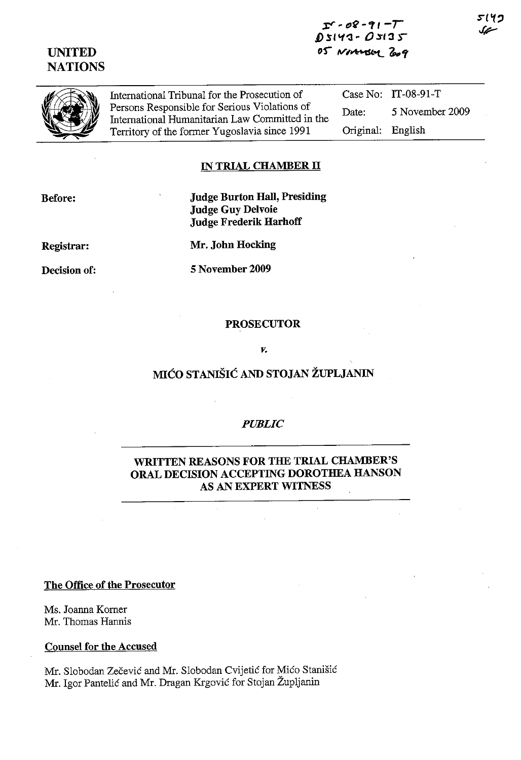IT-08-91-T
D5143 - D5135
05 November 2009

5143
SF

UNITED NATIONS

| | | |
|---|---|---|
| International Tribunal for the Prosecution of Persons Responsible for Serious Violations of International Humanitarian Law Committed in the Territory of the former Yugoslavia since 1991 | Case No: | IT-08-91-T |
| | Date: | 5 November 2009 |
| | Original: | English |

**IN TRIAL CHAMBER II**

**Before:** **Judge Burton Hall, Presiding**
**Judge Guy Delvoie**
**Judge Frederik Harhoff**

**Registrar:** **Mr. John Hocking**

**Decision of:** **5 November 2009**

**PROSECUTOR**

*v.*

**MIĆO STANIŠIĆ AND STOJAN ŽUPLJANIN**

***PUBLIC***

**WRITTEN REASONS FOR THE TRIAL CHAMBER'S ORAL DECISION ACCEPTING DOROTHEA HANSON AS AN EXPERT WITNESS**

**The Office of the Prosecutor**

Ms. Joanna Korner
Mr. Thomas Hannis

**Counsel for the Accused**

Mr. Slobodan Zečević and Mr. Slobodan Cvijetić for Mićo Stanišić
Mr. Igor Pantelić and Mr. Dragan Krgović for Stojan Župljanin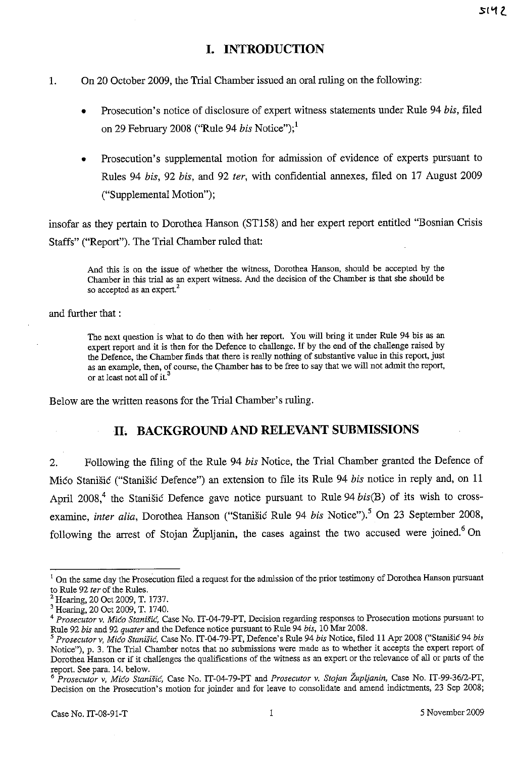# I. INTRODUCTION

1. On 20 October 2009, the Trial Chamber issued an oral ruling on the following:

- Prosecution's notice of disclosure of expert witness statements under Rule 94 *bis*, filed on 29 February 2008 ("Rule 94 *bis* Notice");[1]

- Prosecution's supplemental motion for admission of evidence of experts pursuant to Rules 94 *bis*, 92 *bis*, and 92 *ter*, with confidential annexes, filed on 17 August 2009 ("Supplemental Motion");

insofar as they pertain to Dorothea Hanson (ST158) and her expert report entitled "Bosnian Crisis Staffs" ("Report"). The Trial Chamber ruled that:

> And this is on the issue of whether the witness, Dorothea Hanson, should be accepted by the Chamber in this trial as an expert witness. And the decision of the Chamber is that she should be so accepted as an expert.[2]

and further that :

> The next question is what to do then with her report. You will bring it under Rule 94 bis as an expert report and it is then for the Defence to challenge. If by the end of the challenge raised by the Defence, the Chamber finds that there is really nothing of substantive value in this report, just as an example, then, of course, the Chamber has to be free to say that we will not admit the report, or at least not all of it.[3]

Below are the written reasons for the Trial Chamber's ruling.

# II. BACKGROUND AND RELEVANT SUBMISSIONS

2. Following the filing of the Rule 94 *bis* Notice, the Trial Chamber granted the Defence of Mićo Stanišić ("Stanišić Defence") an extension to file its Rule 94 *bis* notice in reply and, on 11 April 2008,[4] the Stanišić Defence gave notice pursuant to Rule 94 *bis*(B) of its wish to cross-examine, *inter alia*, Dorothea Hanson ("Stanišić Rule 94 *bis* Notice").[5] On 23 September 2008, following the arrest of Stojan Župljanin, the cases against the two accused were joined.[6] On

---

[1] On the same day the Prosecution filed a request for the admission of the prior testimony of Dorothea Hanson pursuant to Rule 92 *ter* of the Rules.

[2] Hearing, 20 Oct 2009, T. 1737.

[3] Hearing, 20 Oct 2009, T. 1740.

[4] *Prosecutor v. Mićo Stanišić*, Case No. IT-04-79-PT, Decision regarding responses to Prosecution motions pursuant to Rule 92 *bis* and 92 *quater* and the Defence notice pursuant to Rule 94 *bis*, 10 Mar 2008.

[5] *Prosecutor v, Mićo Stanišić*, Case No. IT-04-79-PT, Defence's Rule 94 *bis* Notice, filed 11 Apr 2008 ("Stanišić 94 *bis* Notice"), p. 3. The Trial Chamber notes that no submissions were made as to whether it accepts the expert report of Dorothea Hanson or if it challenges the qualifications of the witness as an expert or the relevance of all or parts of the report. See para. 14. below.

[6] *Prosecutor v, Mićo Stanišić*, Case No. IT-04-79-PT and *Prosecutor v. Stojan Župljanin*, Case No. IT-99-36/2-PT, Decision on the Prosecution's motion for joinder and for leave to consolidate and amend indictments, 23 Sep 2008;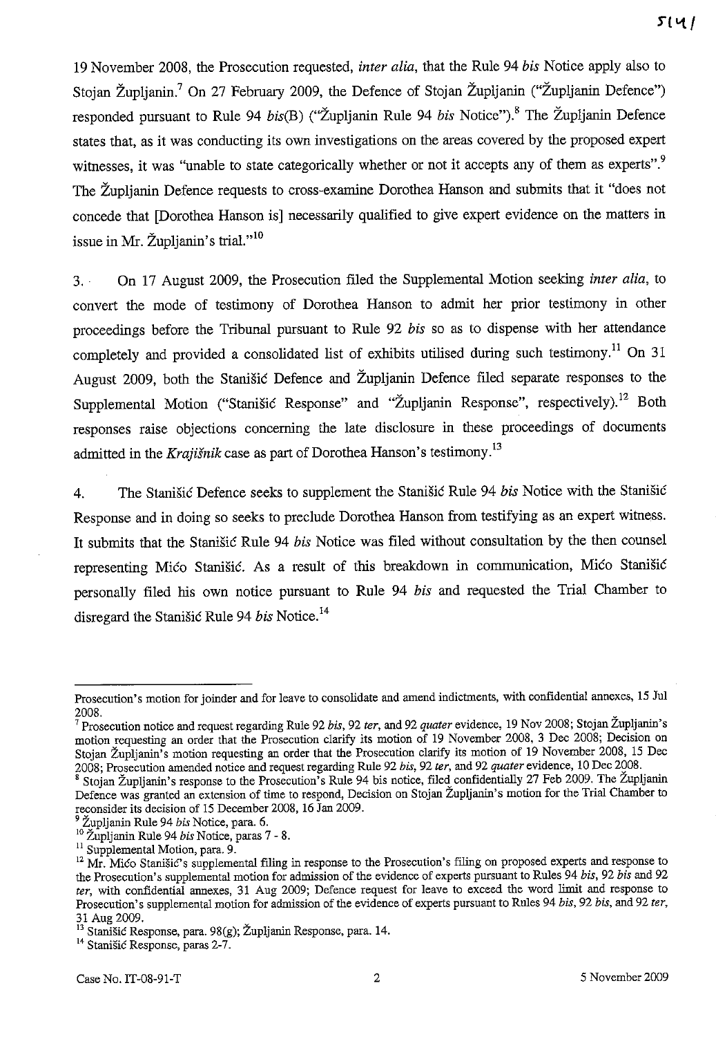19 November 2008, the Prosecution requested, *inter alia*, that the Rule 94 *bis* Notice apply also to Stojan Župljanin.[7] On 27 February 2009, the Defence of Stojan Župljanin ("Župljanin Defence") responded pursuant to Rule 94 *bis*(B) ("Župljanin Rule 94 *bis* Notice").[8] The Župljanin Defence states that, as it was conducting its own investigations on the areas covered by the proposed expert witnesses, it was "unable to state categorically whether or not it accepts any of them as experts".[9] The Župljanin Defence requests to cross-examine Dorothea Hanson and submits that it "does not concede that [Dorothea Hanson is] necessarily qualified to give expert evidence on the matters in issue in Mr. Župljanin's trial."[10]

3. On 17 August 2009, the Prosecution filed the Supplemental Motion seeking *inter alia*, to convert the mode of testimony of Dorothea Hanson to admit her prior testimony in other proceedings before the Tribunal pursuant to Rule 92 *bis* so as to dispense with her attendance completely and provided a consolidated list of exhibits utilised during such testimony.[11] On 31 August 2009, both the Stanišić Defence and Župljanin Defence filed separate responses to the Supplemental Motion ("Stanišić Response" and "Župljanin Response", respectively).[12] Both responses raise objections concerning the late disclosure in these proceedings of documents admitted in the *Krajišnik* case as part of Dorothea Hanson's testimony.[13]

4. The Stanišić Defence seeks to supplement the Stanišić Rule 94 *bis* Notice with the Stanišić Response and in doing so seeks to preclude Dorothea Hanson from testifying as an expert witness. It submits that the Stanišić Rule 94 *bis* Notice was filed without consultation by the then counsel representing Mićo Stanišić. As a result of this breakdown in communication, Mićo Stanišić personally filed his own notice pursuant to Rule 94 *bis* and requested the Trial Chamber to disregard the Stanišić Rule 94 *bis* Notice.[14]

---

Prosecution's motion for joinder and for leave to consolidate and amend indictments, with confidential annexes, 15 Jul 2008.

[7] Prosecution notice and request regarding Rule 92 *bis*, 92 *ter*, and 92 *quater* evidence, 19 Nov 2008; Stojan Župljanin's motion requesting an order that the Prosecution clarify its motion of 19 November 2008, 3 Dec 2008; Decision on Stojan Župljanin's motion requesting an order that the Prosecution clarify its motion of 19 November 2008, 15 Dec 2008; Prosecution amended notice and request regarding Rule 92 *bis*, 92 *ter*, and 92 *quater* evidence, 10 Dec 2008.

[8] Stojan Župljanin's response to the Prosecution's Rule 94 bis notice, filed confidentially 27 Feb 2009. The Župljanin Defence was granted an extension of time to respond, Decision on Stojan Župljanin's motion for the Trial Chamber to reconsider its decision of 15 December 2008, 16 Jan 2009.

[9] Župljanin Rule 94 *bis* Notice, para. 6.

[10] Župljanin Rule 94 *bis* Notice, paras 7 - 8.

[11] Supplemental Motion, para. 9.

[12] Mr. Mićo Stanišić's supplemental filing in response to the Prosecution's filing on proposed experts and response to the Prosecution's supplemental motion for admission of the evidence of experts pursuant to Rules 94 *bis*, 92 *bis* and 92 *ter*, with confidential annexes, 31 Aug 2009; Defence request for leave to exceed the word limit and response to Prosecution's supplemental motion for admission of the evidence of experts pursuant to Rules 94 *bis*, 92 *bis*, and 92 *ter*, 31 Aug 2009.

[13] Stanišić Response, para. 98(g); Župljanin Response, para. 14.

[14] Stanišić Response, paras 2-7.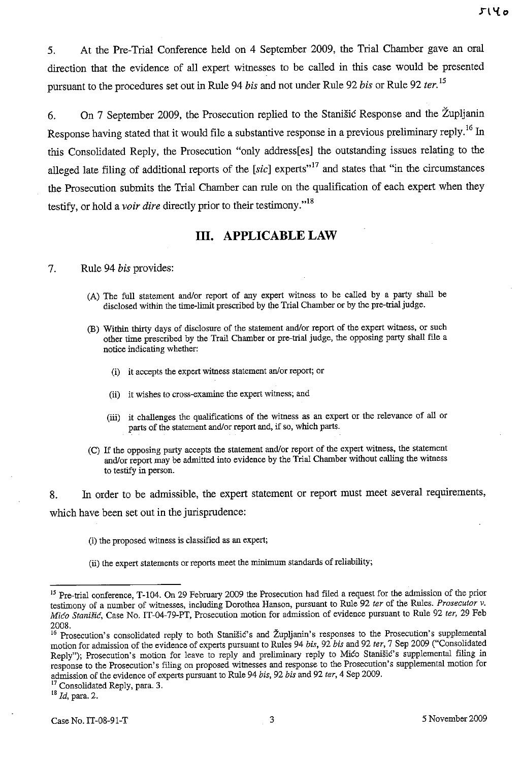5. At the Pre-Trial Conference held on 4 September 2009, the Trial Chamber gave an oral direction that the evidence of all expert witnesses to be called in this case would be presented pursuant to the procedures set out in Rule 94 *bis* and not under Rule 92 *bis* or Rule 92 *ter.*[15]

6. On 7 September 2009, the Prosecution replied to the Stanišić Response and the Župljanin Response having stated that it would file a substantive response in a previous preliminary reply.[16] In this Consolidated Reply, the Prosecution "only address[es] the outstanding issues relating to the alleged late filing of additional reports of the [*sic*] experts"[17] and states that "in the circumstances the Prosecution submits the Trial Chamber can rule on the qualification of each expert when they testify, or hold a *voir dire* directly prior to their testimony."[18]

## III. APPLICABLE LAW

7. Rule 94 *bis* provides:

> (A) The full statement and/or report of any expert witness to be called by a party shall be disclosed within the time-limit prescribed by the Trial Chamber or by the pre-trial judge.
>
> (B) Within thirty days of disclosure of the statement and/or report of the expert witness, or such other time prescribed by the Trail Chamber or pre-trial judge, the opposing party shall file a notice indicating whether:
>
> (i) it accepts the expert witness statement an/or report; or
>
> (ii) it wishes to cross-examine the expert witness; and
>
> (iii) it challenges the qualifications of the witness as an expert or the relevance of all or parts of the statement and/or report and, if so, which parts.
>
> (C) If the opposing party accepts the statement and/or report of the expert witness, the statement and/or report may be admitted into evidence by the Trial Chamber without calling the witness to testify in person.

8. In order to be admissible, the expert statement or report must meet several requirements, which have been set out in the jurisprudence:

> (i) the proposed witness is classified as an expert;
>
> (ii) the expert statements or reports meet the minimum standards of reliability;

---

[15] Pre-trial conference, T-104. On 29 February 2009 the Prosecution had filed a request for the admission of the prior testimony of a number of witnesses, including Dorothea Hanson, pursuant to Rule 92 *ter* of the Rules. *Prosecutor v. Mićo Stanišić*, Case No. IT-04-79-PT, Prosecution motion for admission of evidence pursuant to Rule 92 *ter*, 29 Feb 2008.

[16] Prosecution's consolidated reply to both Stanišić's and Župljanin's responses to the Prosecution's supplemental motion for admission of the evidence of experts pursuant to Rules 94 *bis*, 92 *bis* and 92 *ter*, 7 Sep 2009 ("Consolidated Reply"); Prosecution's motion for leave to reply and preliminary reply to Mićo Stanišić's supplemental filing in response to the Prosecution's filing on proposed witnesses and response to the Prosecution's supplemental motion for admission of the evidence of experts pursuant to Rule 94 *bis*, 92 *bis* and 92 *ter*, 4 Sep 2009.

[17] Consolidated Reply, para. 3.

[18] *Id*, para. 2.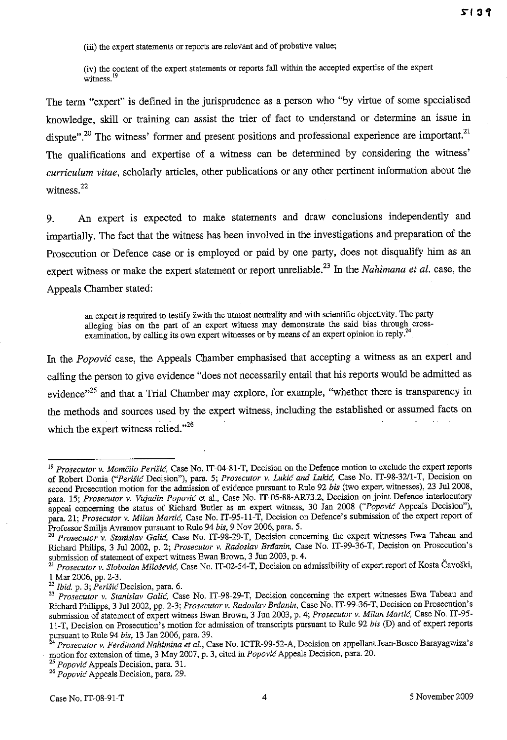(iii) the expert statements or reports are relevant and of probative value;

(iv) the content of the expert statements or reports fall within the accepted expertise of the expert witness.[19]

The term "expert" is defined in the jurisprudence as a person who "by virtue of some specialised knowledge, skill or training can assist the trier of fact to understand or determine an issue in dispute".[20] The witness' former and present positions and professional experience are important.[21] The qualifications and expertise of a witness can be determined by considering the witness' *curriculum vitae*, scholarly articles, other publications or any other pertinent information about the witness.[22]

9. An expert is expected to make statements and draw conclusions independently and impartially. The fact that the witness has been involved in the investigations and preparation of the Prosecution or Defence case or is employed or paid by one party, does not disqualify him as an expert witness or make the expert statement or report unreliable.[23] In the *Nahimana et al.* case, the Appeals Chamber stated:

> an expert is required to testify žwith the utmost neutrality and with scientific objectivity. The party alleging bias on the part of an expert witness may demonstrate the said bias through cross-examination, by calling its own expert witnesses or by means of an expert opinion in reply.[24]

In the *Popović* case, the Appeals Chamber emphasised that accepting a witness as an expert and calling the person to give evidence "does not necessarily entail that his reports would be admitted as evidence"[25] and that a Trial Chamber may explore, for example, "whether there is transparency in the methods and sources used by the expert witness, including the established or assumed facts on which the expert witness relied."[26]

---

[19] *Prosecutor v. Momčilo Perišić*, Case No. IT-04-81-T, Decision on the Defence motion to exclude the expert reports of Robert Donia ("*Perišić* Decision"), para. 5; *Prosecutor v. Lukić and Lukić*, Case No. IT-98-32/1-T, Decision on second Prosecution motion for the admission of evidence pursuant to Rule 92 *bis* (two expert witnesses), 23 Jul 2008, para. 15; *Prosecutor v. Vujadin Popović* et al., Case No. IT-05-88-AR73.2, Decision on joint Defence interlocutory appeal concerning the status of Richard Butler as an expert witness, 30 Jan 2008 ("*Popović* Appeals Decision"), para. 21; *Prosecutor v. Milan Martić*, Case No. IT-95-11-T, Decision on Defence's submission of the expert report of Professor Smilja Avramov pursuant to Rule 94 *bis*, 9 Nov 2006, para. 5.

[20] *Prosecutor v. Stanislav Galić*, Case No. IT-98-29-T, Decision concerning the expert witnesses Ewa Tabeau and Richard Philips, 3 Jul 2002, p. 2; *Prosecutor v. Radoslav Brđanin*, Case No. IT-99-36-T, Decision on Prosecution's submission of statement of expert witness Ewan Brown, 3 Jun 2003, p. 4.

[21] *Prosecutor v. Slobodan Milošević*, Case No. IT-02-54-T, Decision on admissibility of expert report of Kosta Čavoški, 1 Mar 2006, pp. 2-3.

[22] *Ibid.* p. 3; *Perišić* Decision, para. 6.

[23] *Prosecutor v. Stanislav Galić*, Case No. IT-98-29-T, Decision concerning the expert witnesses Ewa Tabeau and Richard Philipps, 3 Jul 2002, pp. 2-3; *Prosecutor v. Radoslav Brđanin*, Case No. IT-99-36-T, Decision on Prosecution's submission of statement of expert witness Ewan Brown, 3 Jun 2003, p. 4; *Prosecutor v. Milan Martić*, Case No. IT-95-11-T, Decision on Prosecution's motion for admission of transcripts pursuant to Rule 92 *bis* (D) and of expert reports pursuant to Rule 94 *bis*, 13 Jan 2006, para. 39.

[24] *Prosecutor v. Ferdinand Nahimina et al.*, Case No. ICTR-99-52-A, Decision on appellant Jean-Bosco Barayagwiza's motion for extension of time, 3 May 2007, p. 3, cited in *Popović* Appeals Decision, para. 20.

[25] *Popović* Appeals Decision, para. 31.

[26] *Popović* Appeals Decision, para. 29.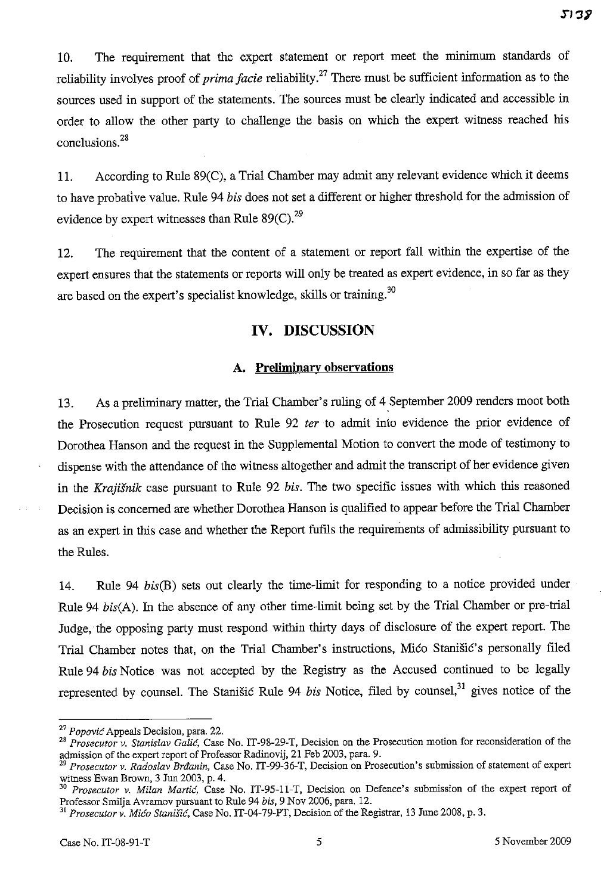10. The requirement that the expert statement or report meet the minimum standards of reliability involves proof of *prima facie* reliability.[27] There must be sufficient information as to the sources used in support of the statements. The sources must be clearly indicated and accessible in order to allow the other party to challenge the basis on which the expert witness reached his conclusions.[28]

11. According to Rule 89(C), a Trial Chamber may admit any relevant evidence which it deems to have probative value. Rule 94 *bis* does not set a different or higher threshold for the admission of evidence by expert witnesses than Rule 89(C).[29]

12. The requirement that the content of a statement or report fall within the expertise of the expert ensures that the statements or reports will only be treated as expert evidence, in so far as they are based on the expert's specialist knowledge, skills or training.[30]

## IV. DISCUSSION

### A. Preliminary observations

13. As a preliminary matter, the Trial Chamber's ruling of 4 September 2009 renders moot both the Prosecution request pursuant to Rule 92 *ter* to admit into evidence the prior evidence of Dorothea Hanson and the request in the Supplemental Motion to convert the mode of testimony to dispense with the attendance of the witness altogether and admit the transcript of her evidence given in the *Krajišnik* case pursuant to Rule 92 *bis*. The two specific issues with which this reasoned Decision is concerned are whether Dorothea Hanson is qualified to appear before the Trial Chamber as an expert in this case and whether the Report fufils the requirements of admissibility pursuant to the Rules.

14. Rule 94 *bis*(B) sets out clearly the time-limit for responding to a notice provided under Rule 94 *bis*(A). In the absence of any other time-limit being set by the Trial Chamber or pre-trial Judge, the opposing party must respond within thirty days of disclosure of the expert report. The Trial Chamber notes that, on the Trial Chamber's instructions, Mićo Stanišić's personally filed Rule 94 *bis* Notice was not accepted by the Registry as the Accused continued to be legally represented by counsel. The Stanišić Rule 94 *bis* Notice, filed by counsel,[31] gives notice of the

---

[27] *Popović* Appeals Decision, para. 22.

[28] *Prosecutor v. Stanislav Galić*, Case No. IT-98-29-T, Decision on the Prosecution motion for reconsideration of the admission of the expert report of Professor Radinovij, 21 Feb 2003, para. 9.

[29] *Prosecutor v. Radoslav Brđanin*, Case No. IT-99-36-T, Decision on Prosecution's submission of statement of expert witness Ewan Brown, 3 Jun 2003, p. 4.

[30] *Prosecutor v. Milan Martić*, Case No. IT-95-11-T, Decision on Defence's submission of the expert report of Professor Smilja Avramov pursuant to Rule 94 *bis*, 9 Nov 2006, para. 12.

[31] *Prosecutor v. Mićo Stanišić*, Case No. IT-04-79-PT, Decision of the Registrar, 13 June 2008, p. 3.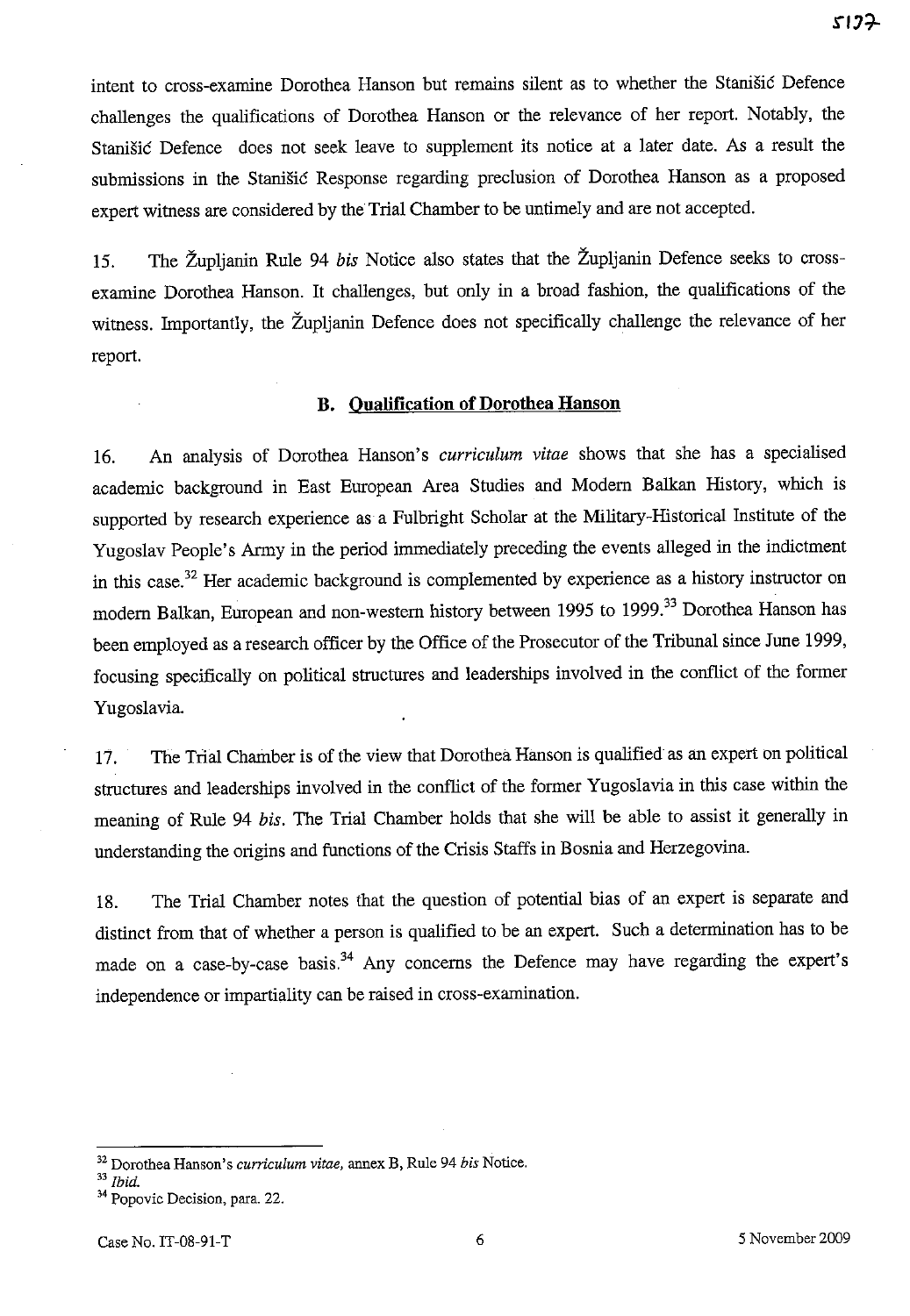intent to cross-examine Dorothea Hanson but remains silent as to whether the Stanišić Defence challenges the qualifications of Dorothea Hanson or the relevance of her report. Notably, the Stanišić Defence does not seek leave to supplement its notice at a later date. As a result the submissions in the Stanišić Response regarding preclusion of Dorothea Hanson as a proposed expert witness are considered by the Trial Chamber to be untimely and are not accepted.

15. The Župljanin Rule 94 *bis* Notice also states that the Župljanin Defence seeks to cross-examine Dorothea Hanson. It challenges, but only in a broad fashion, the qualifications of the witness. Importantly, the Župljanin Defence does not specifically challenge the relevance of her report.

### B. Qualification of Dorothea Hanson

16. An analysis of Dorothea Hanson's *curriculum vitae* shows that she has a specialised academic background in East European Area Studies and Modern Balkan History, which is supported by research experience as a Fulbright Scholar at the Military-Historical Institute of the Yugoslav People's Army in the period immediately preceding the events alleged in the indictment in this case.[32] Her academic background is complemented by experience as a history instructor on modern Balkan, European and non-western history between 1995 to 1999.[33] Dorothea Hanson has been employed as a research officer by the Office of the Prosecutor of the Tribunal since June 1999, focusing specifically on political structures and leaderships involved in the conflict of the former Yugoslavia.

17. The Trial Chamber is of the view that Dorothea Hanson is qualified as an expert on political structures and leaderships involved in the conflict of the former Yugoslavia in this case within the meaning of Rule 94 *bis*. The Trial Chamber holds that she will be able to assist it generally in understanding the origins and functions of the Crisis Staffs in Bosnia and Herzegovina.

18. The Trial Chamber notes that the question of potential bias of an expert is separate and distinct from that of whether a person is qualified to be an expert. Such a determination has to be made on a case-by-case basis.[34] Any concerns the Defence may have regarding the expert's independence or impartiality can be raised in cross-examination.

---

[32] Dorothea Hanson's *curriculum vitae*, annex B, Rule 94 *bis* Notice.

[33] *Ibid.*

[34] Popovic Decision, para. 22.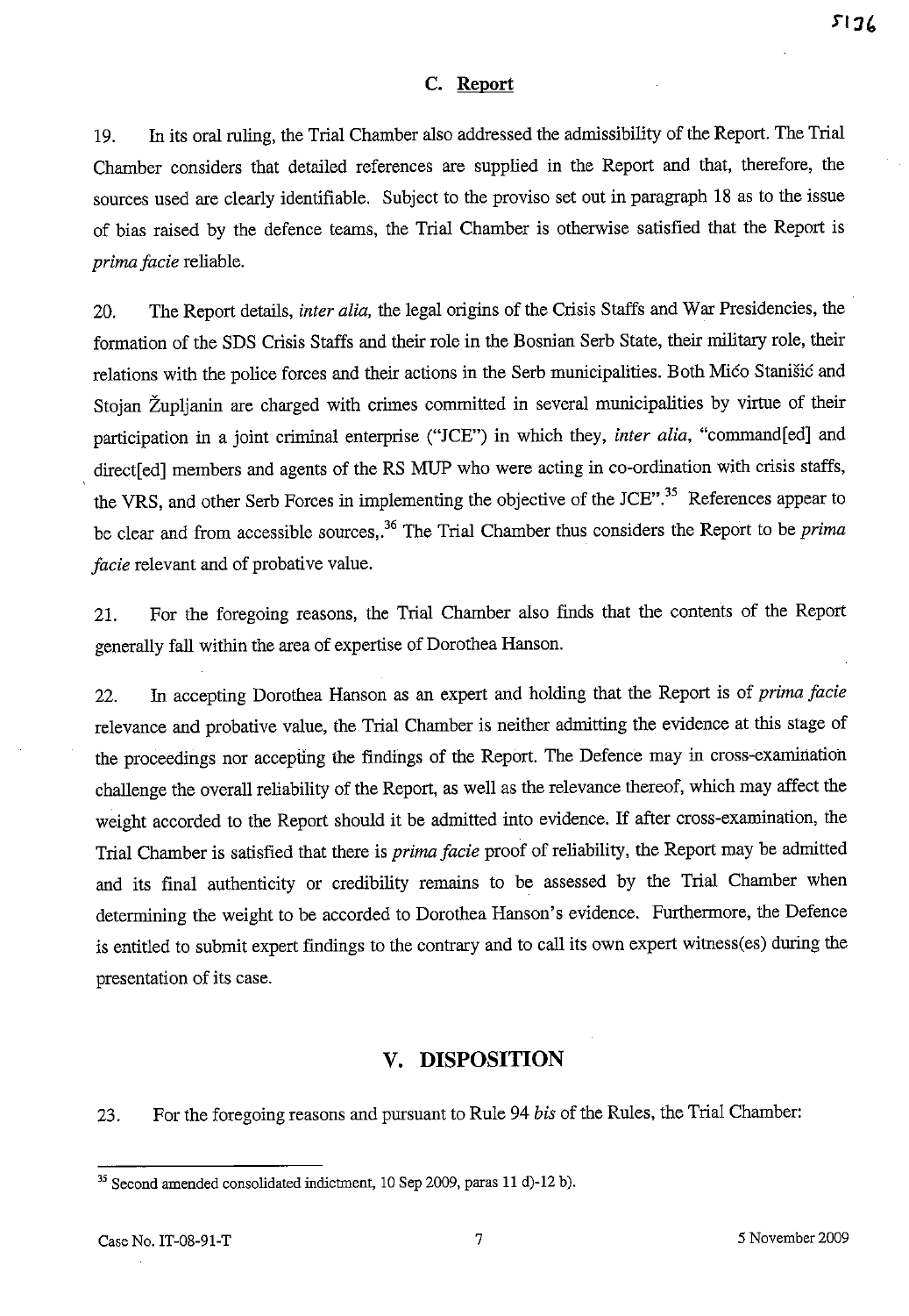### C. Report

19. In its oral ruling, the Trial Chamber also addressed the admissibility of the Report. The Trial Chamber considers that detailed references are supplied in the Report and that, therefore, the sources used are clearly identifiable. Subject to the proviso set out in paragraph 18 as to the issue of bias raised by the defence teams, the Trial Chamber is otherwise satisfied that the Report is *prima facie* reliable.

20. The Report details, *inter alia,* the legal origins of the Crisis Staffs and War Presidencies, the formation of the SDS Crisis Staffs and their role in the Bosnian Serb State, their military role, their relations with the police forces and their actions in the Serb municipalities. Both Mićo Stanišić and Stojan Župljanin are charged with crimes committed in several municipalities by virtue of their participation in a joint criminal enterprise ("JCE") in which they, *inter alia,* "command[ed] and direct[ed] members and agents of the RS MUP who were acting in co-ordination with crisis staffs, the VRS, and other Serb Forces in implementing the objective of the JCE".[35] References appear to be clear and from accessible sources,.[36] The Trial Chamber thus considers the Report to be *prima facie* relevant and of probative value.

21. For the foregoing reasons, the Trial Chamber also finds that the contents of the Report generally fall within the area of expertise of Dorothea Hanson.

22. In accepting Dorothea Hanson as an expert and holding that the Report is of *prima facie* relevance and probative value, the Trial Chamber is neither admitting the evidence at this stage of the proceedings nor accepting the findings of the Report. The Defence may in cross-examination challenge the overall reliability of the Report, as well as the relevance thereof, which may affect the weight accorded to the Report should it be admitted into evidence. If after cross-examination, the Trial Chamber is satisfied that there is *prima facie* proof of reliability, the Report may be admitted and its final authenticity or credibility remains to be assessed by the Trial Chamber when determining the weight to be accorded to Dorothea Hanson's evidence. Furthermore, the Defence is entitled to submit expert findings to the contrary and to call its own expert witness(es) during the presentation of its case.

## V. DISPOSITION

23. For the foregoing reasons and pursuant to Rule 94 *bis* of the Rules, the Trial Chamber:

---

[35] Second amended consolidated indictment, 10 Sep 2009, paras 11 d)-12 b).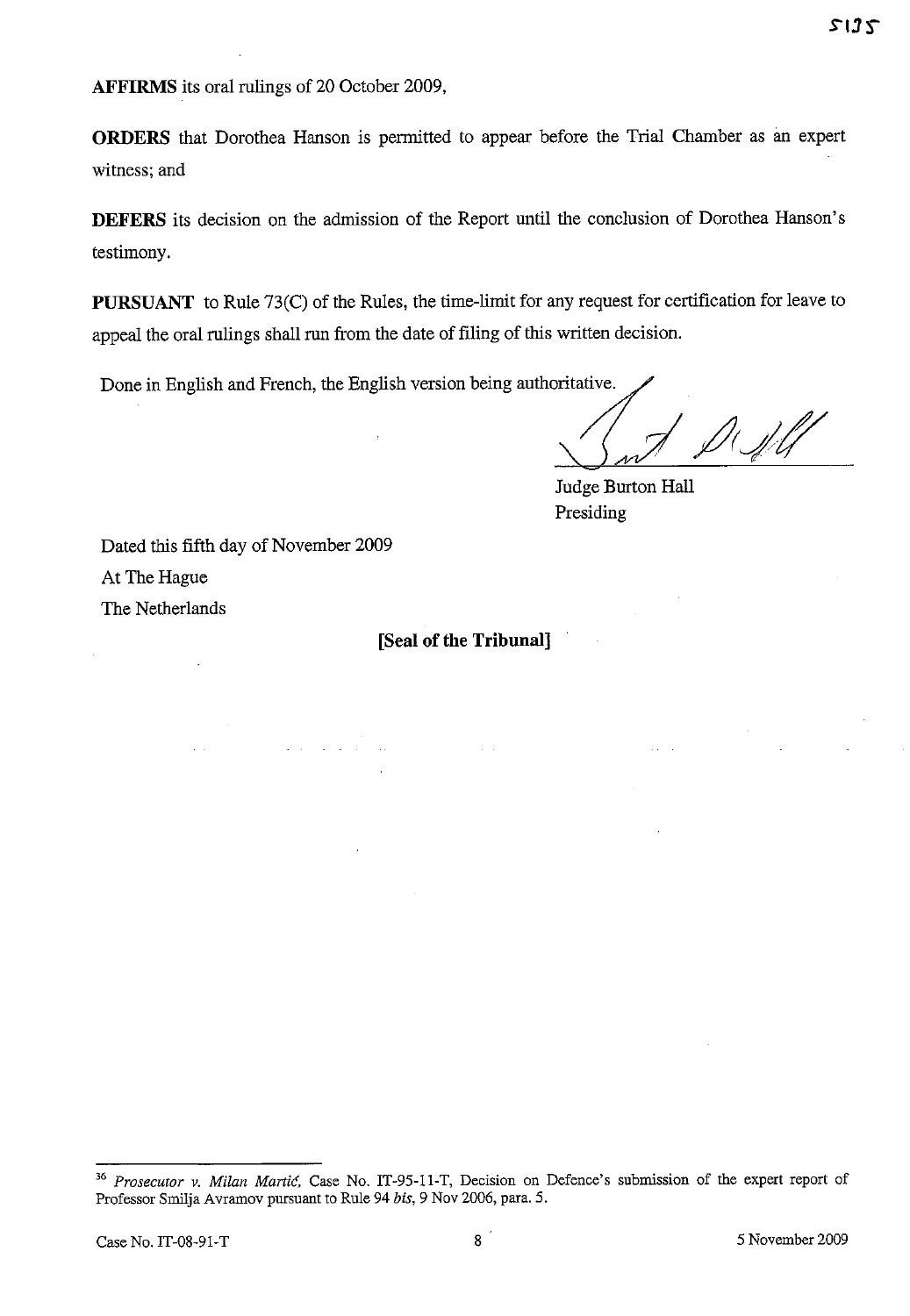**AFFIRMS** its oral rulings of 20 October 2009,

**ORDERS** that Dorothea Hanson is permitted to appear before the Trial Chamber as an expert witness; and

**DEFERS** its decision on the admission of the Report until the conclusion of Dorothea Hanson's testimony.

**PURSUANT** to Rule 73(C) of the Rules, the time-limit for any request for certification for leave to appeal the oral rulings shall run from the date of filing of this written decision.

Done in English and French, the English version being authoritative.

Judge Burton Hall
Presiding

Dated this fifth day of November 2009
At The Hague
The Netherlands

**[Seal of the Tribunal]**

---

[36] *Prosecutor v. Milan Martić*, Case No. IT-95-11-T, Decision on Defence's submission of the expert report of Professor Smilja Avramov pursuant to Rule 94 *bis*, 9 Nov 2006, para. 5.